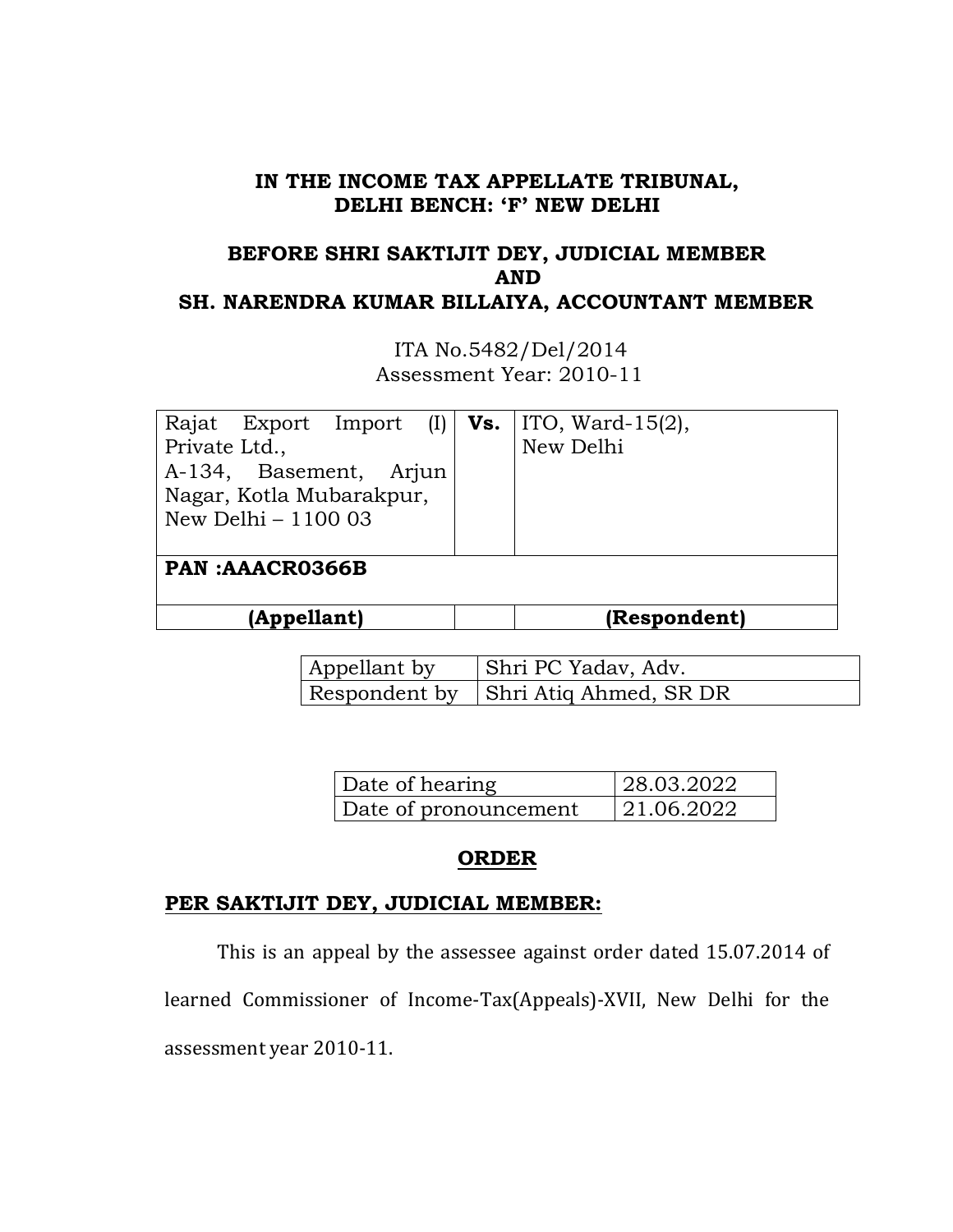**IN THE INCOME TAX APPELLATE TRIBUNAL,**
**DELHI BENCH: 'F' NEW DELHI**

**BEFORE SHRI SAKTIJIT DEY, JUDICIAL MEMBER**
**AND**
**SH. NARENDRA KUMAR BILLAIYA, ACCOUNTANT MEMBER**

ITA No.5482/Del/2014
Assessment Year: 2010-11

| Rajat Export Import (I) Private Ltd., A-134, Basement, Arjun Nagar, Kotla Mubarakpur, New Delhi – 1100 03 | **Vs.** | ITO, Ward-15(2), New Delhi |
|---|---|---|
| **PAN :AACR0366B** | | |
| **(Appellant)** | | **(Respondent)** |

| Appellant by | Shri PC Yadav, Adv. |
|---|---|
| Respondent by | Shri Atiq Ahmed, SR DR |

| Date of hearing | 28.03.2022 |
|---|---|
| Date of pronouncement | 21.06.2022 |

## ORDER

**PER SAKTIJIT DEY, JUDICIAL MEMBER:**

This is an appeal by the assessee against order dated 15.07.2014 of learned Commissioner of Income-Tax(Appeals)-XVII, New Delhi for the assessment year 2010-11.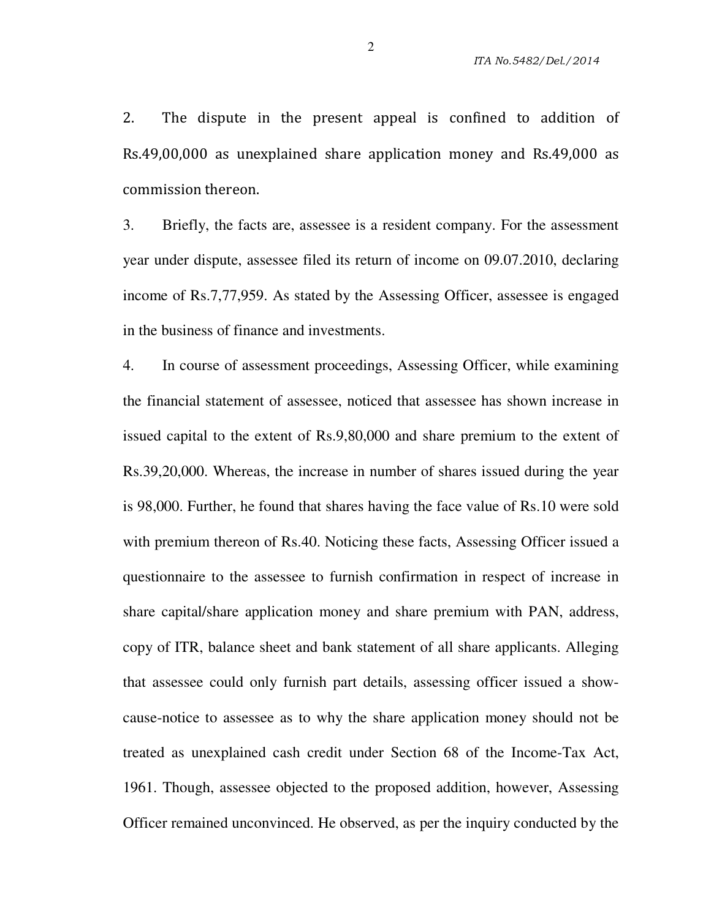2. The dispute in the present appeal is confined to addition of Rs.49,00,000 as unexplained share application money and Rs.49,000 as commission thereon.

3. Briefly, the facts are, assessee is a resident company. For the assessment year under dispute, assessee filed its return of income on 09.07.2010, declaring income of Rs.7,77,959. As stated by the Assessing Officer, assessee is engaged in the business of finance and investments.

4. In course of assessment proceedings, Assessing Officer, while examining the financial statement of assessee, noticed that assessee has shown increase in issued capital to the extent of Rs.9,80,000 and share premium to the extent of Rs.39,20,000. Whereas, the increase in number of shares issued during the year is 98,000. Further, he found that shares having the face value of Rs.10 were sold with premium thereon of Rs.40. Noticing these facts, Assessing Officer issued a questionnaire to the assessee to furnish confirmation in respect of increase in share capital/share application money and share premium with PAN, address, copy of ITR, balance sheet and bank statement of all share applicants. Alleging that assessee could only furnish part details, assessing officer issued a show-cause-notice to assessee as to why the share application money should not be treated as unexplained cash credit under Section 68 of the Income-Tax Act, 1961. Though, assessee objected to the proposed addition, however, Assessing Officer remained unconvinced. He observed, as per the inquiry conducted by the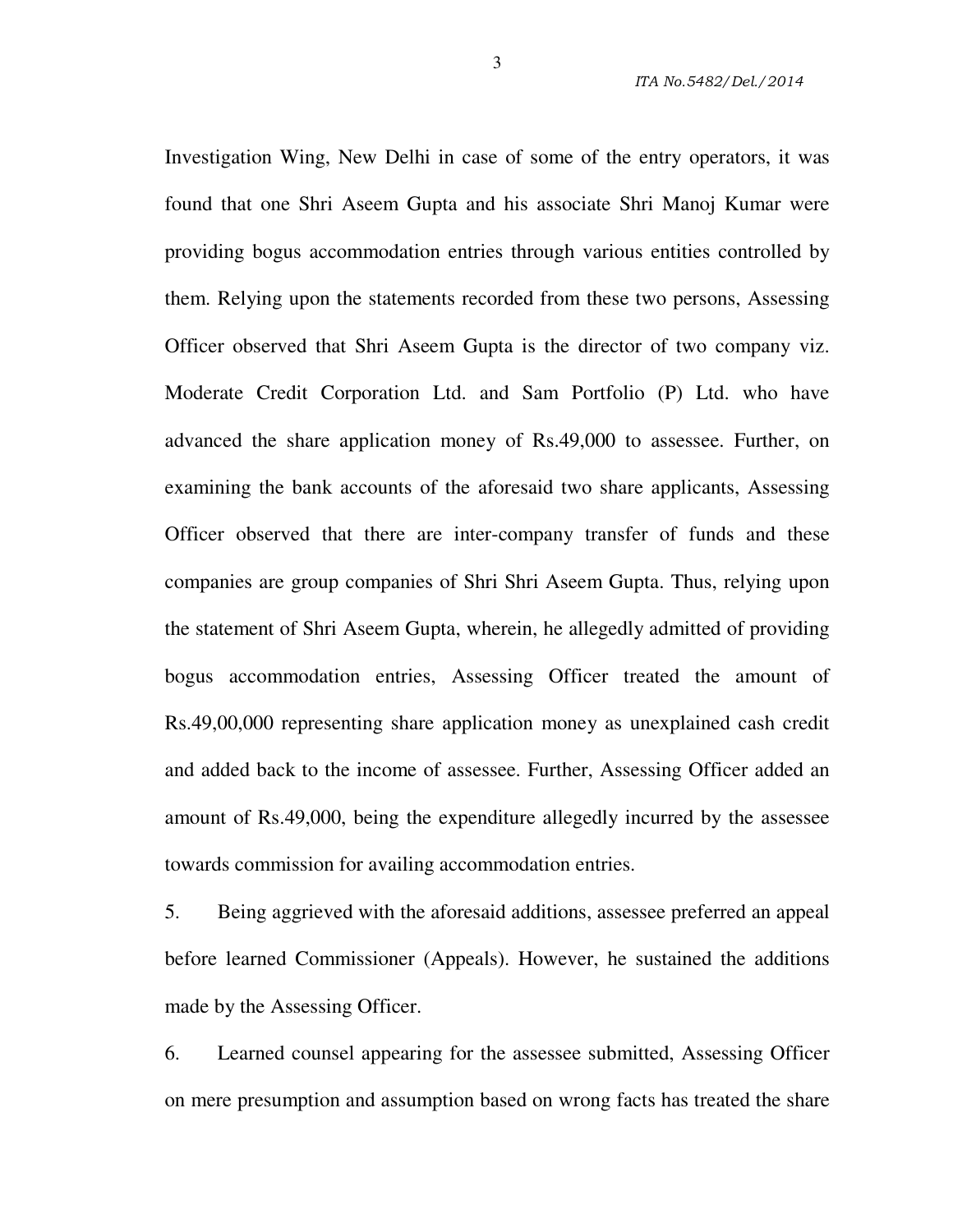Investigation Wing, New Delhi in case of some of the entry operators, it was found that one Shri Aseem Gupta and his associate Shri Manoj Kumar were providing bogus accommodation entries through various entities controlled by them. Relying upon the statements recorded from these two persons, Assessing Officer observed that Shri Aseem Gupta is the director of two company viz. Moderate Credit Corporation Ltd. and Sam Portfolio (P) Ltd. who have advanced the share application money of Rs.49,000 to assessee. Further, on examining the bank accounts of the aforesaid two share applicants, Assessing Officer observed that there are inter-company transfer of funds and these companies are group companies of Shri Shri Aseem Gupta. Thus, relying upon the statement of Shri Aseem Gupta, wherein, he allegedly admitted of providing bogus accommodation entries, Assessing Officer treated the amount of Rs.49,00,000 representing share application money as unexplained cash credit and added back to the income of assessee. Further, Assessing Officer added an amount of Rs.49,000, being the expenditure allegedly incurred by the assessee towards commission for availing accommodation entries.

5. Being aggrieved with the aforesaid additions, assessee preferred an appeal before learned Commissioner (Appeals). However, he sustained the additions made by the Assessing Officer.

6. Learned counsel appearing for the assessee submitted, Assessing Officer on mere presumption and assumption based on wrong facts has treated the share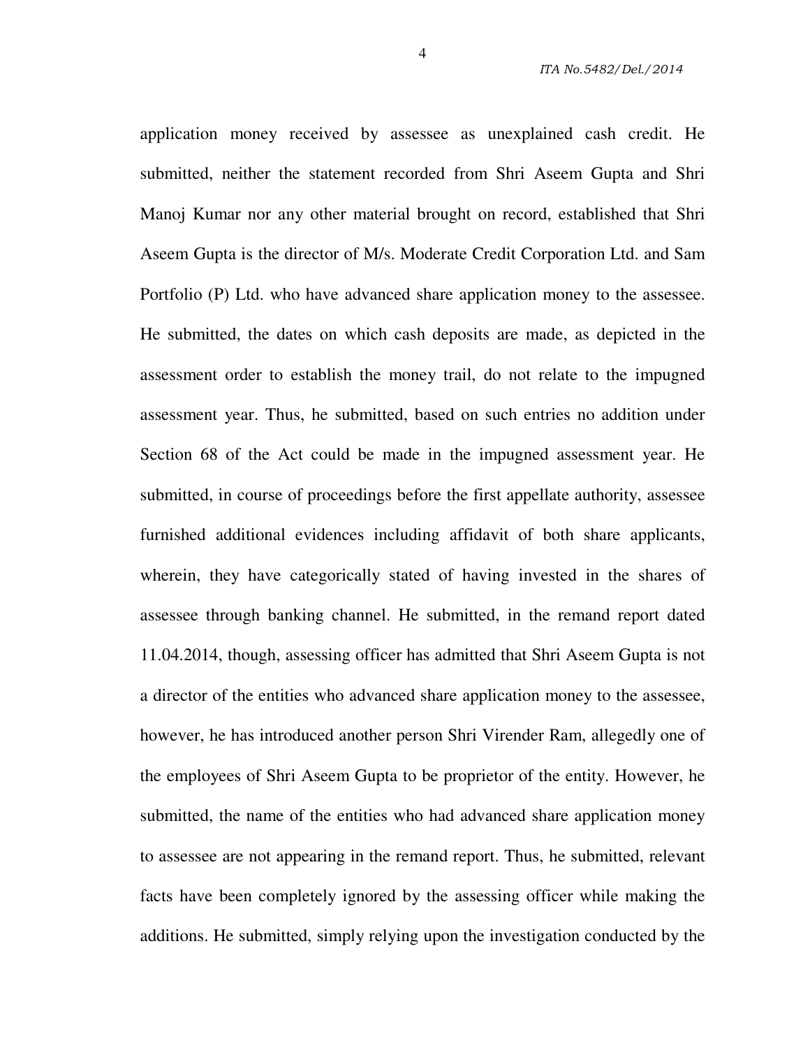application money received by assessee as unexplained cash credit. He submitted, neither the statement recorded from Shri Aseem Gupta and Shri Manoj Kumar nor any other material brought on record, established that Shri Aseem Gupta is the director of M/s. Moderate Credit Corporation Ltd. and Sam Portfolio (P) Ltd. who have advanced share application money to the assessee. He submitted, the dates on which cash deposits are made, as depicted in the assessment order to establish the money trail, do not relate to the impugned assessment year. Thus, he submitted, based on such entries no addition under Section 68 of the Act could be made in the impugned assessment year. He submitted, in course of proceedings before the first appellate authority, assessee furnished additional evidences including affidavit of both share applicants, wherein, they have categorically stated of having invested in the shares of assessee through banking channel. He submitted, in the remand report dated 11.04.2014, though, assessing officer has admitted that Shri Aseem Gupta is not a director of the entities who advanced share application money to the assessee, however, he has introduced another person Shri Virender Ram, allegedly one of the employees of Shri Aseem Gupta to be proprietor of the entity. However, he submitted, the name of the entities who had advanced share application money to assessee are not appearing in the remand report. Thus, he submitted, relevant facts have been completely ignored by the assessing officer while making the additions. He submitted, simply relying upon the investigation conducted by the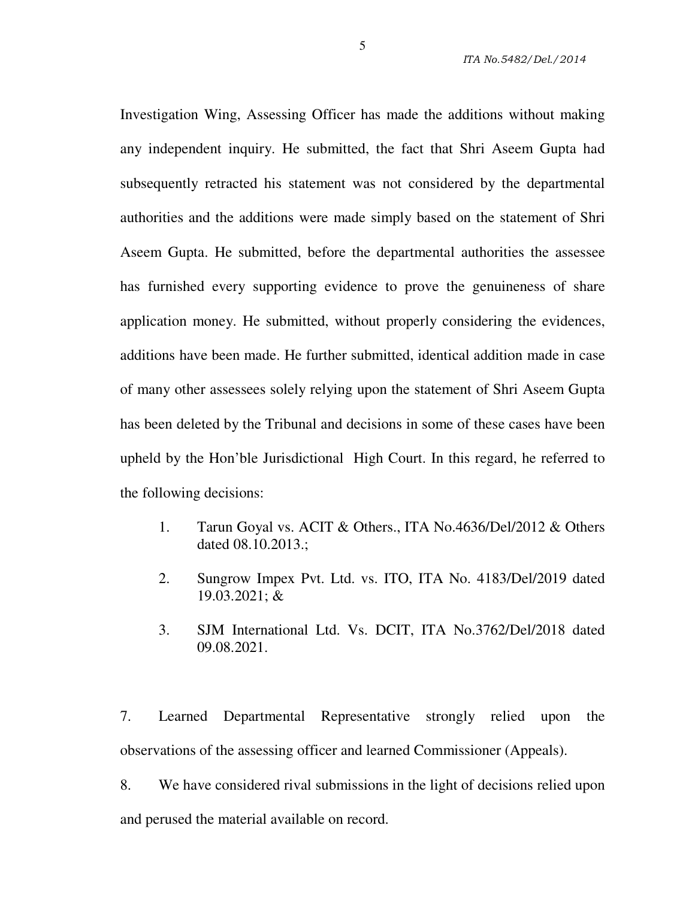Investigation Wing, Assessing Officer has made the additions without making any independent inquiry. He submitted, the fact that Shri Aseem Gupta had subsequently retracted his statement was not considered by the departmental authorities and the additions were made simply based on the statement of Shri Aseem Gupta. He submitted, before the departmental authorities the assessee has furnished every supporting evidence to prove the genuineness of share application money. He submitted, without properly considering the evidences, additions have been made. He further submitted, identical addition made in case of many other assessees solely relying upon the statement of Shri Aseem Gupta has been deleted by the Tribunal and decisions in some of these cases have been upheld by the Hon'ble Jurisdictional High Court. In this regard, he referred to the following decisions:

1. Tarun Goyal vs. ACIT & Others., ITA No.4636/Del/2012 & Others dated 08.10.2013.;
2. Sungrow Impex Pvt. Ltd. vs. ITO, ITA No. 4183/Del/2019 dated 19.03.2021; &
3. SJM International Ltd. Vs. DCIT, ITA No.3762/Del/2018 dated 09.08.2021.

7. Learned Departmental Representative strongly relied upon the observations of the assessing officer and learned Commissioner (Appeals).

8. We have considered rival submissions in the light of decisions relied upon and perused the material available on record.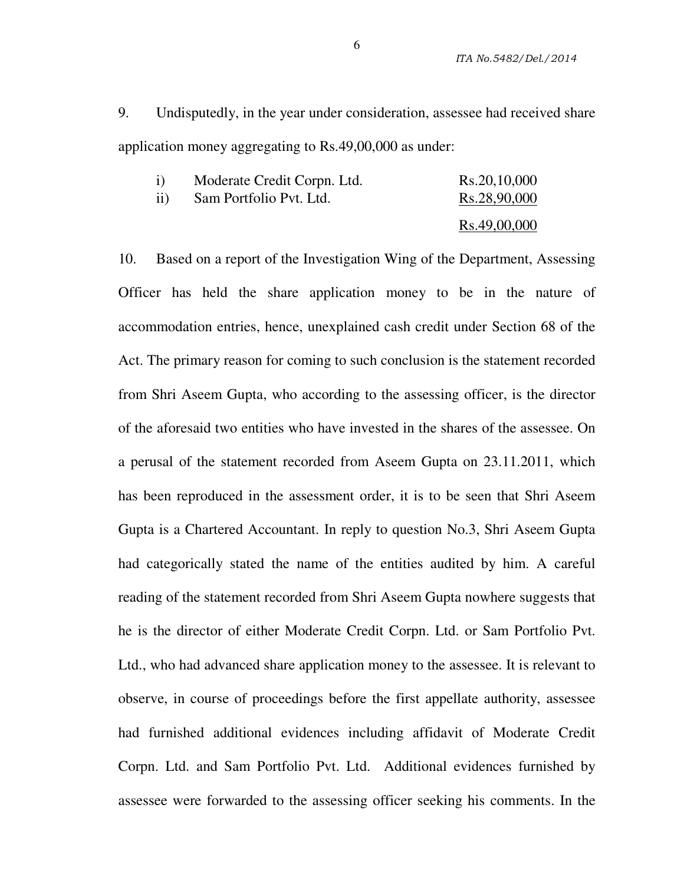9. Undisputedly, in the year under consideration, assessee had received share application money aggregating to Rs.49,00,000 as under:

| | | |
|---|---|---|
| i) | Moderate Credit Corpn. Ltd. | Rs.20,10,000 |
| ii) | Sam Portfolio Pvt. Ltd. | Rs.28,90,000 |
| | | Rs.49,00,000 |

10. Based on a report of the Investigation Wing of the Department, Assessing Officer has held the share application money to be in the nature of accommodation entries, hence, unexplained cash credit under Section 68 of the Act. The primary reason for coming to such conclusion is the statement recorded from Shri Aseem Gupta, who according to the assessing officer, is the director of the aforesaid two entities who have invested in the shares of the assessee. On a perusal of the statement recorded from Aseem Gupta on 23.11.2011, which has been reproduced in the assessment order, it is to be seen that Shri Aseem Gupta is a Chartered Accountant. In reply to question No.3, Shri Aseem Gupta had categorically stated the name of the entities audited by him. A careful reading of the statement recorded from Shri Aseem Gupta nowhere suggests that he is the director of either Moderate Credit Corpn. Ltd. or Sam Portfolio Pvt. Ltd., who had advanced share application money to the assessee. It is relevant to observe, in course of proceedings before the first appellate authority, assessee had furnished additional evidences including affidavit of Moderate Credit Corpn. Ltd. and Sam Portfolio Pvt. Ltd. Additional evidences furnished by assessee were forwarded to the assessing officer seeking his comments. In the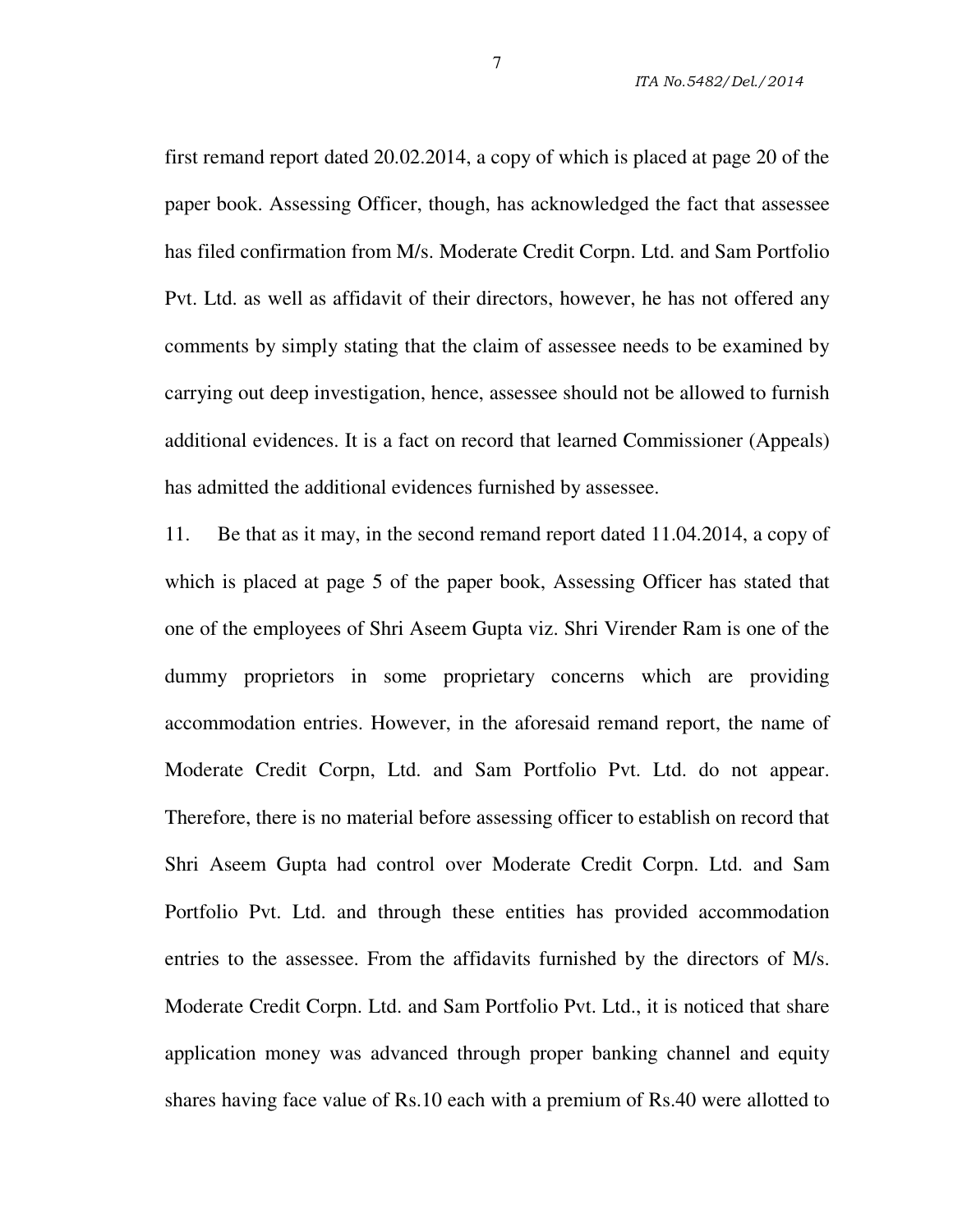first remand report dated 20.02.2014, a copy of which is placed at page 20 of the paper book. Assessing Officer, though, has acknowledged the fact that assessee has filed confirmation from M/s. Moderate Credit Corpn. Ltd. and Sam Portfolio Pvt. Ltd. as well as affidavit of their directors, however, he has not offered any comments by simply stating that the claim of assessee needs to be examined by carrying out deep investigation, hence, assessee should not be allowed to furnish additional evidences. It is a fact on record that learned Commissioner (Appeals) has admitted the additional evidences furnished by assessee.

11. Be that as it may, in the second remand report dated 11.04.2014, a copy of which is placed at page 5 of the paper book, Assessing Officer has stated that one of the employees of Shri Aseem Gupta viz. Shri Virender Ram is one of the dummy proprietors in some proprietary concerns which are providing accommodation entries. However, in the aforesaid remand report, the name of Moderate Credit Corpn, Ltd. and Sam Portfolio Pvt. Ltd. do not appear. Therefore, there is no material before assessing officer to establish on record that Shri Aseem Gupta had control over Moderate Credit Corpn. Ltd. and Sam Portfolio Pvt. Ltd. and through these entities has provided accommodation entries to the assessee. From the affidavits furnished by the directors of M/s. Moderate Credit Corpn. Ltd. and Sam Portfolio Pvt. Ltd., it is noticed that share application money was advanced through proper banking channel and equity shares having face value of Rs.10 each with a premium of Rs.40 were allotted to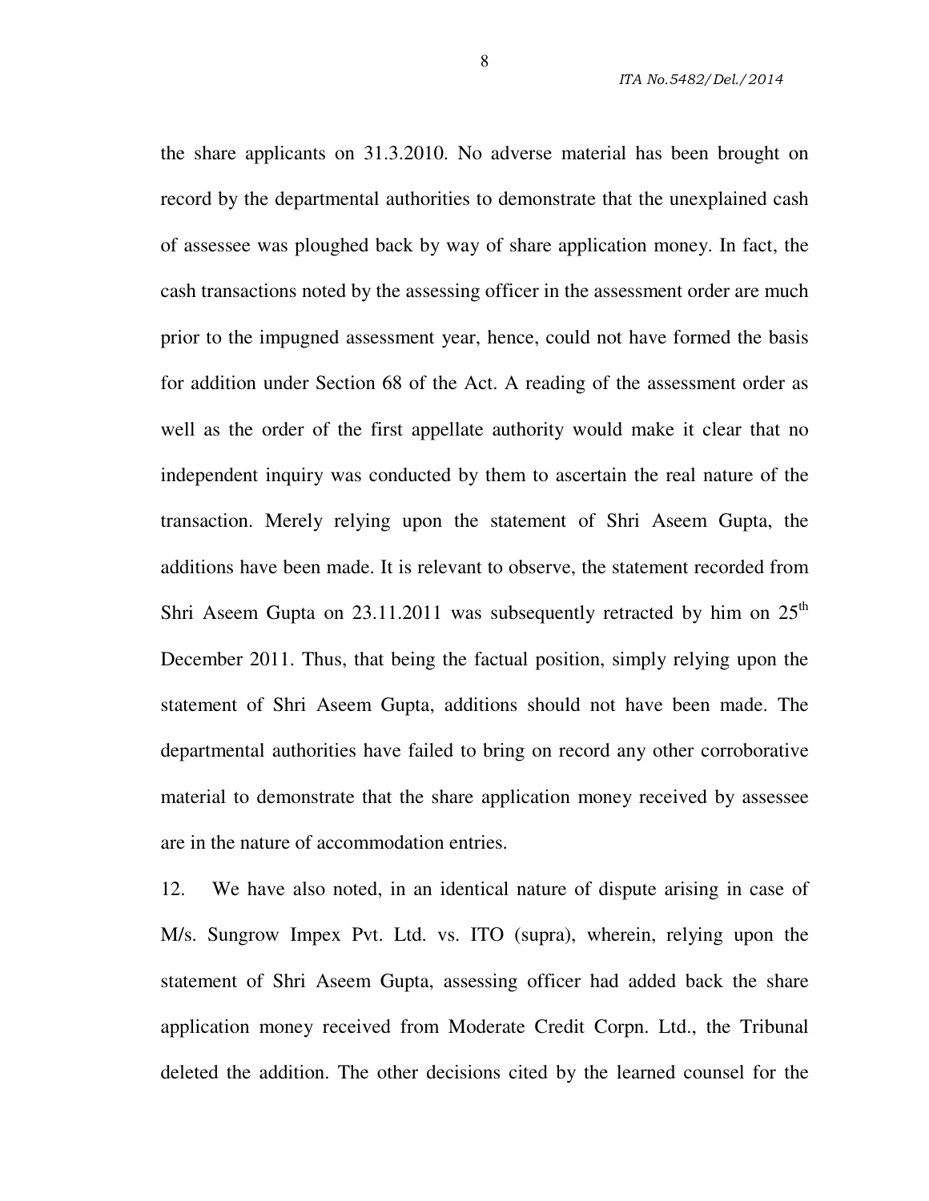the share applicants on 31.3.2010. No adverse material has been brought on record by the departmental authorities to demonstrate that the unexplained cash of assessee was ploughed back by way of share application money. In fact, the cash transactions noted by the assessing officer in the assessment order are much prior to the impugned assessment year, hence, could not have formed the basis for addition under Section 68 of the Act. A reading of the assessment order as well as the order of the first appellate authority would make it clear that no independent inquiry was conducted by them to ascertain the real nature of the transaction. Merely relying upon the statement of Shri Aseem Gupta, the additions have been made. It is relevant to observe, the statement recorded from Shri Aseem Gupta on 23.11.2011 was subsequently retracted by him on 25th December 2011. Thus, that being the factual position, simply relying upon the statement of Shri Aseem Gupta, additions should not have been made. The departmental authorities have failed to bring on record any other corroborative material to demonstrate that the share application money received by assessee are in the nature of accommodation entries.

12. We have also noted, in an identical nature of dispute arising in case of M/s. Sungrow Impex Pvt. Ltd. vs. ITO (supra), wherein, relying upon the statement of Shri Aseem Gupta, assessing officer had added back the share application money received from Moderate Credit Corpn. Ltd., the Tribunal deleted the addition. The other decisions cited by the learned counsel for the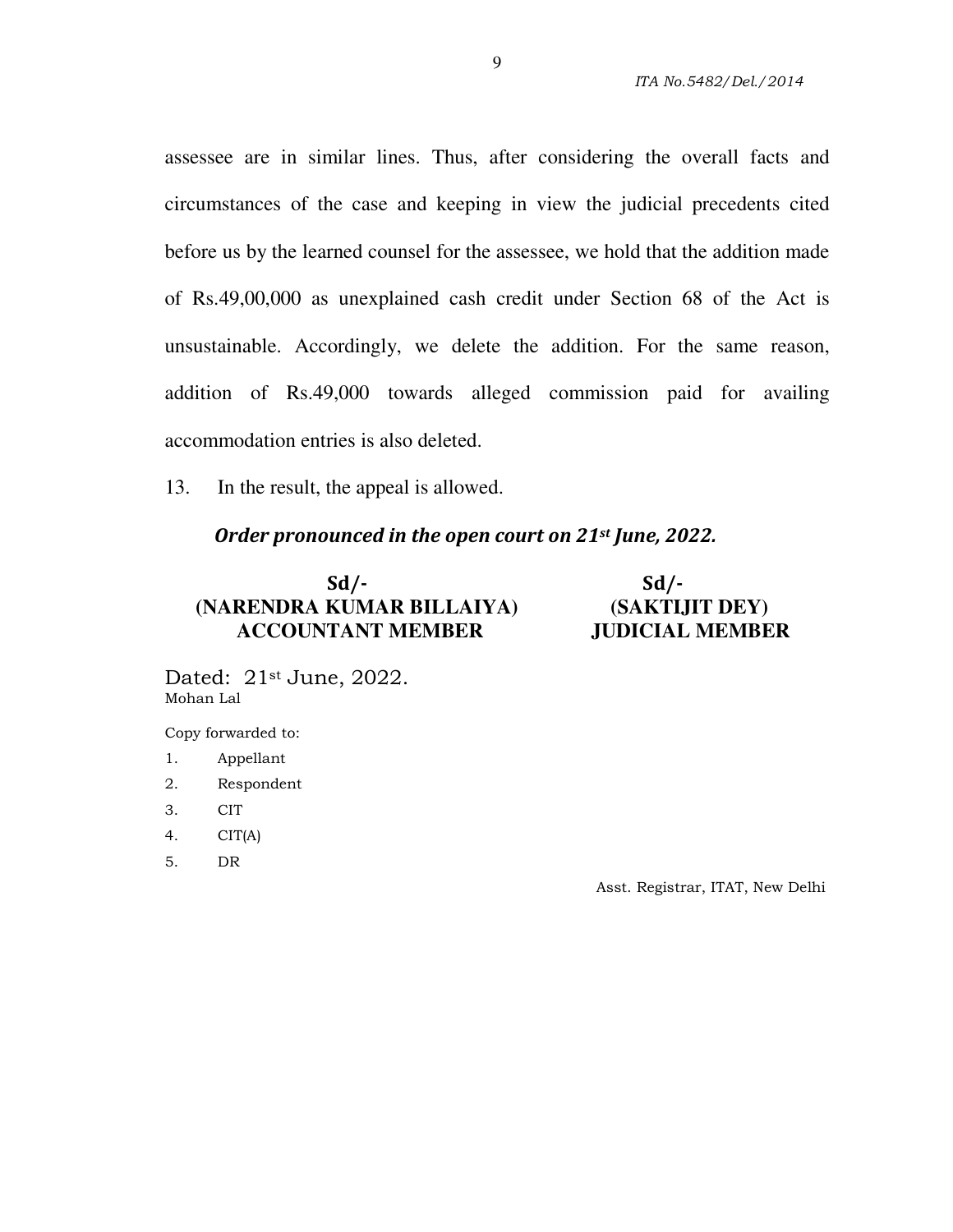assessee are in similar lines. Thus, after considering the overall facts and circumstances of the case and keeping in view the judicial precedents cited before us by the learned counsel for the assessee, we hold that the addition made of Rs.49,00,000 as unexplained cash credit under Section 68 of the Act is unsustainable. Accordingly, we delete the addition. For the same reason, addition of Rs.49,000 towards alleged commission paid for availing accommodation entries is also deleted.

13. In the result, the appeal is allowed.

***Order pronounced in the open court on 21st June, 2022.***

| Sd/- | Sd/- |
|---|---|
| **(NARENDRA KUMAR BILLAIYA)** | **(SAKTIJIT DEY)** |
| **ACCOUNTANT MEMBER** | **JUDICIAL MEMBER** |

Dated: 21st June, 2022.
Mohan Lal

Copy forwarded to:

1. Appellant
2. Respondent
3. CIT
4. CIT(A)
5. DR

Asst. Registrar, ITAT, New Delhi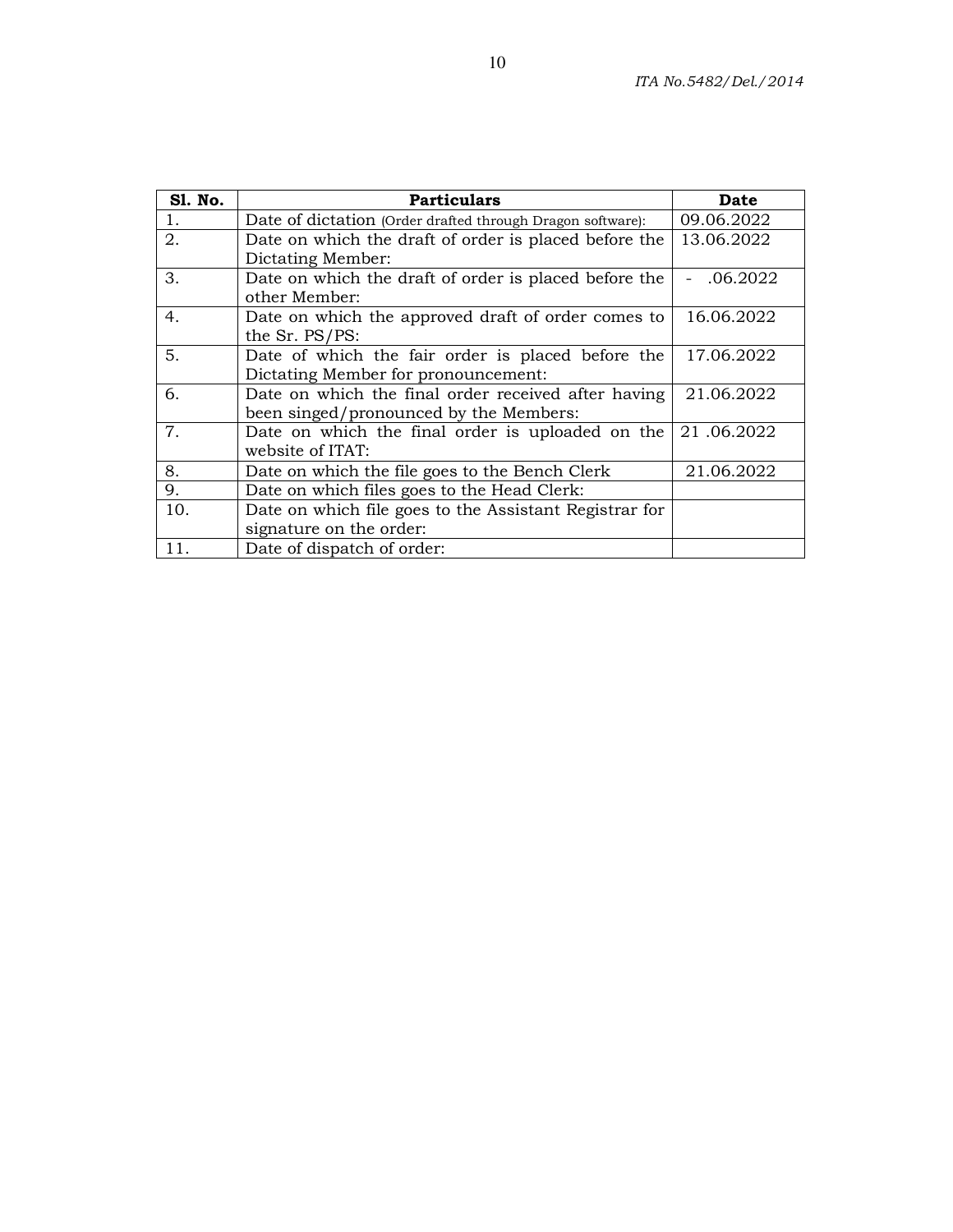| Sl. No. | Particulars | Date |
|---|---|---|
| 1. | Date of dictation (Order drafted through Dragon software): | 09.06.2022 |
| 2. | Date on which the draft of order is placed before the Dictating Member: | 13.06.2022 |
| 3. | Date on which the draft of order is placed before the other Member: | - .06.2022 |
| 4. | Date on which the approved draft of order comes to the Sr. PS/PS: | 16.06.2022 |
| 5. | Date of which the fair order is placed before the Dictating Member for pronouncement: | 17.06.2022 |
| 6. | Date on which the final order received after having been singed/pronounced by the Members: | 21.06.2022 |
| 7. | Date on which the final order is uploaded on the website of ITAT: | 21 .06.2022 |
| 8. | Date on which the file goes to the Bench Clerk | 21.06.2022 |
| 9. | Date on which files goes to the Head Clerk: | |
| 10. | Date on which file goes to the Assistant Registrar for signature on the order: | |
| 11. | Date of dispatch of order: | |